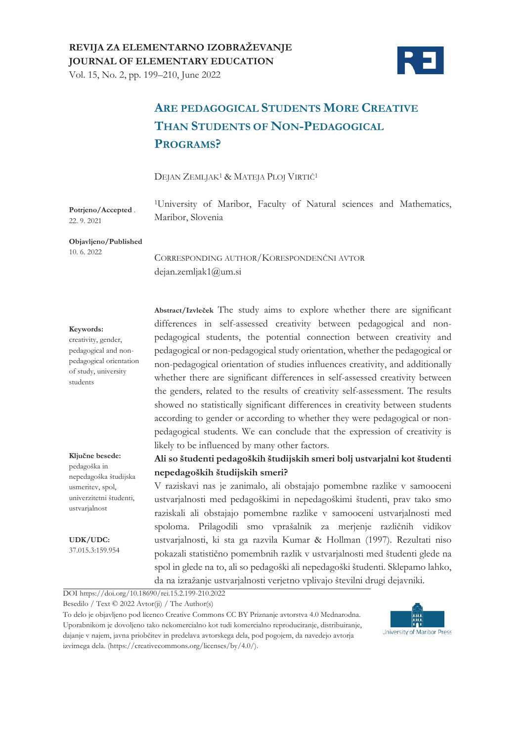**REVIJA ZA ELEMENTARNO IZOBRAŽEVANJE**
**JOURNAL OF ELEMENTARY EDUCATION**
Vol. 15, No. 2, pp. 199–210, June 2022

# ARE PEDAGOGICAL STUDENTS MORE CREATIVE THAN STUDENTS OF NON-PEDAGOGICAL PROGRAMS?

DEJAN ZEMLJAK[1] & MATEJA PLOJ VIRTIČ[1]

[1]University of Maribor, Faculty of Natural sciences and Mathematics, Maribor, Slovenia

**Potrjeno/Accepted** 22. 9. 2021

**Objavljeno/Published** 10. 6. 2022

CORRESPONDING AUTHOR/KORESPONDENČNI AVTOR
dejan.zemljak1@um.si

**Abstract/Izvleček** The study aims to explore whether there are significant differences in self-assessed creativity between pedagogical and non-pedagogical students, the potential connection between creativity and pedagogical or non-pedagogical study orientation, whether the pedagogical or non-pedagogical orientation of studies influences creativity, and additionally whether there are significant differences in self-assessed creativity between the genders, related to the results of creativity self-assessment. The results showed no statistically significant differences in creativity between students according to gender or according to whether they were pedagogical or non-pedagogical students. We can conclude that the expression of creativity is likely to be influenced by many other factors.

**Keywords:** creativity, gender, pedagogical and non-pedagogical orientation of study, university students

**Ali so študenti pedagoških študijskih smeri bolj ustvarjalni kot študenti nepedagoških študijskih smeri?**

V raziskavi nas je zanimalo, ali obstajajo pomembne razlike v samooceni ustvarjalnosti med pedagoškimi in nepedagoškimi študenti, prav tako smo raziskali ali obstajajo pomembne razlike v samooceni ustvarjalnosti med spoloma. Prilagodili smo vprašalnik za merjenje različnih vidikov ustvarjalnosti, ki sta ga razvila Kumar & Hollman (1997). Rezultati niso pokazali statistično pomembnih razlik v ustvarjalnosti med študenti glede na spol in glede na to, ali so pedagoški ali nepedagoški študenti. Sklepamo lahko, da na izražanje ustvarjalnosti verjetno vplivajo številni drugi dejavniki.

**Ključne besede:** pedagoška in nepedagoška študijska usmeritev, spol, univerzitetni študenti, ustvarjalnost

**UDK/UDC:** 37.015.3:159.954

DOI https://doi.org/10.18690/rei.15.2.199-210.2022

Besedilo / Text © 2022 Avtor(ji) / The Author(s)

To delo je objavljeno pod licenco Creative Commons CC BY Priznanje avtorstva 4.0 Mednarodna. Uporabnikom je dovoljeno tako nekomercialno kot tudi komercialno reproduciranje, distribuiranje, dajanje v najem, javna priobčitev in predelava avtorskega dela, pod pogojem, da navedejo avtorja izvirnega dela. (https://creativecommons.org/licenses/by/4.0/).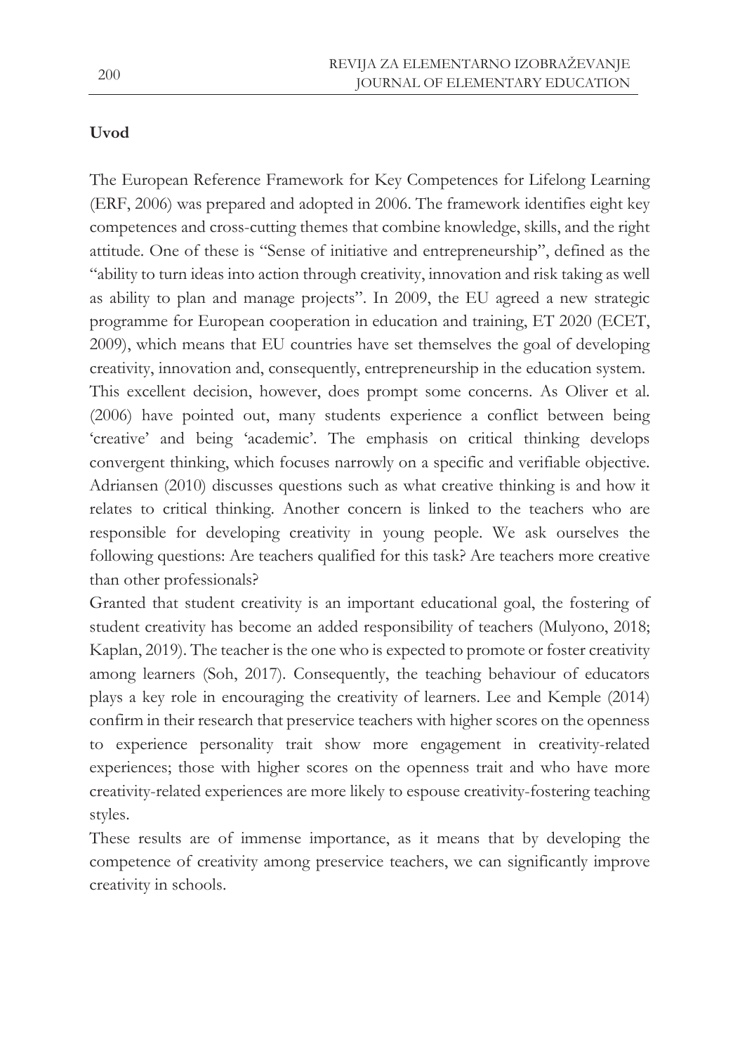## Uvod

The European Reference Framework for Key Competences for Lifelong Learning (ERF, 2006) was prepared and adopted in 2006. The framework identifies eight key competences and cross-cutting themes that combine knowledge, skills, and the right attitude. One of these is "Sense of initiative and entrepreneurship", defined as the "ability to turn ideas into action through creativity, innovation and risk taking as well as ability to plan and manage projects". In 2009, the EU agreed a new strategic programme for European cooperation in education and training, ET 2020 (ECET, 2009), which means that EU countries have set themselves the goal of developing creativity, innovation and, consequently, entrepreneurship in the education system.

This excellent decision, however, does prompt some concerns. As Oliver et al. (2006) have pointed out, many students experience a conflict between being 'creative' and being 'academic'. The emphasis on critical thinking develops convergent thinking, which focuses narrowly on a specific and verifiable objective. Adriansen (2010) discusses questions such as what creative thinking is and how it relates to critical thinking. Another concern is linked to the teachers who are responsible for developing creativity in young people. We ask ourselves the following questions: Are teachers qualified for this task? Are teachers more creative than other professionals?

Granted that student creativity is an important educational goal, the fostering of student creativity has become an added responsibility of teachers (Mulyono, 2018; Kaplan, 2019). The teacher is the one who is expected to promote or foster creativity among learners (Soh, 2017). Consequently, the teaching behaviour of educators plays a key role in encouraging the creativity of learners. Lee and Kemple (2014) confirm in their research that preservice teachers with higher scores on the openness to experience personality trait show more engagement in creativity-related experiences; those with higher scores on the openness trait and who have more creativity-related experiences are more likely to espouse creativity-fostering teaching styles.

These results are of immense importance, as it means that by developing the competence of creativity among preservice teachers, we can significantly improve creativity in schools.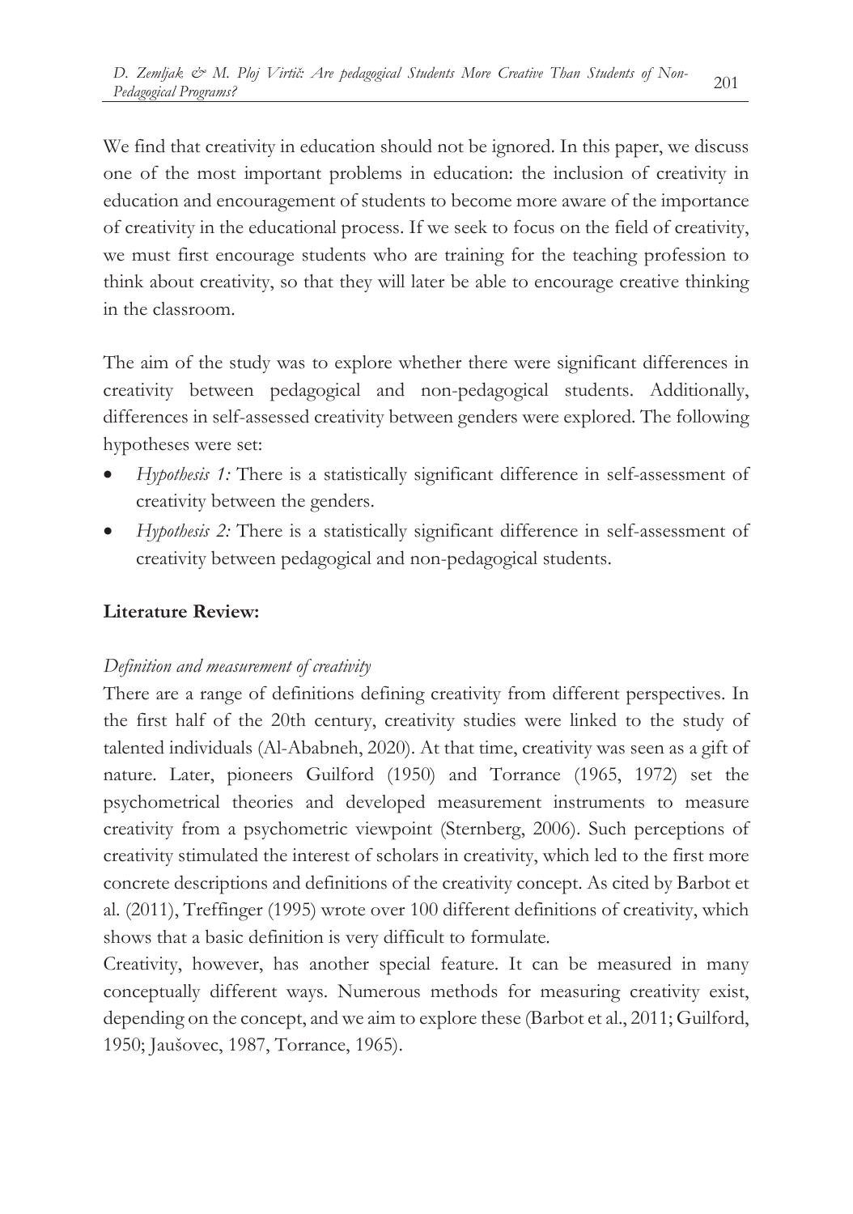We find that creativity in education should not be ignored. In this paper, we discuss one of the most important problems in education: the inclusion of creativity in education and encouragement of students to become more aware of the importance of creativity in the educational process. If we seek to focus on the field of creativity, we must first encourage students who are training for the teaching profession to think about creativity, so that they will later be able to encourage creative thinking in the classroom.

The aim of the study was to explore whether there were significant differences in creativity between pedagogical and non-pedagogical students. Additionally, differences in self-assessed creativity between genders were explored. The following hypotheses were set:

- *Hypothesis 1:* There is a statistically significant difference in self-assessment of creativity between the genders.
- *Hypothesis 2:* There is a statistically significant difference in self-assessment of creativity between pedagogical and non-pedagogical students.

**Literature Review:**

*Definition and measurement of creativity*

There are a range of definitions defining creativity from different perspectives. In the first half of the 20th century, creativity studies were linked to the study of talented individuals (Al-Ababneh, 2020). At that time, creativity was seen as a gift of nature. Later, pioneers Guilford (1950) and Torrance (1965, 1972) set the psychometrical theories and developed measurement instruments to measure creativity from a psychometric viewpoint (Sternberg, 2006). Such perceptions of creativity stimulated the interest of scholars in creativity, which led to the first more concrete descriptions and definitions of the creativity concept. As cited by Barbot et al. (2011), Treffinger (1995) wrote over 100 different definitions of creativity, which shows that a basic definition is very difficult to formulate.

Creativity, however, has another special feature. It can be measured in many conceptually different ways. Numerous methods for measuring creativity exist, depending on the concept, and we aim to explore these (Barbot et al., 2011; Guilford, 1950; Jaušovec, 1987, Torrance, 1965).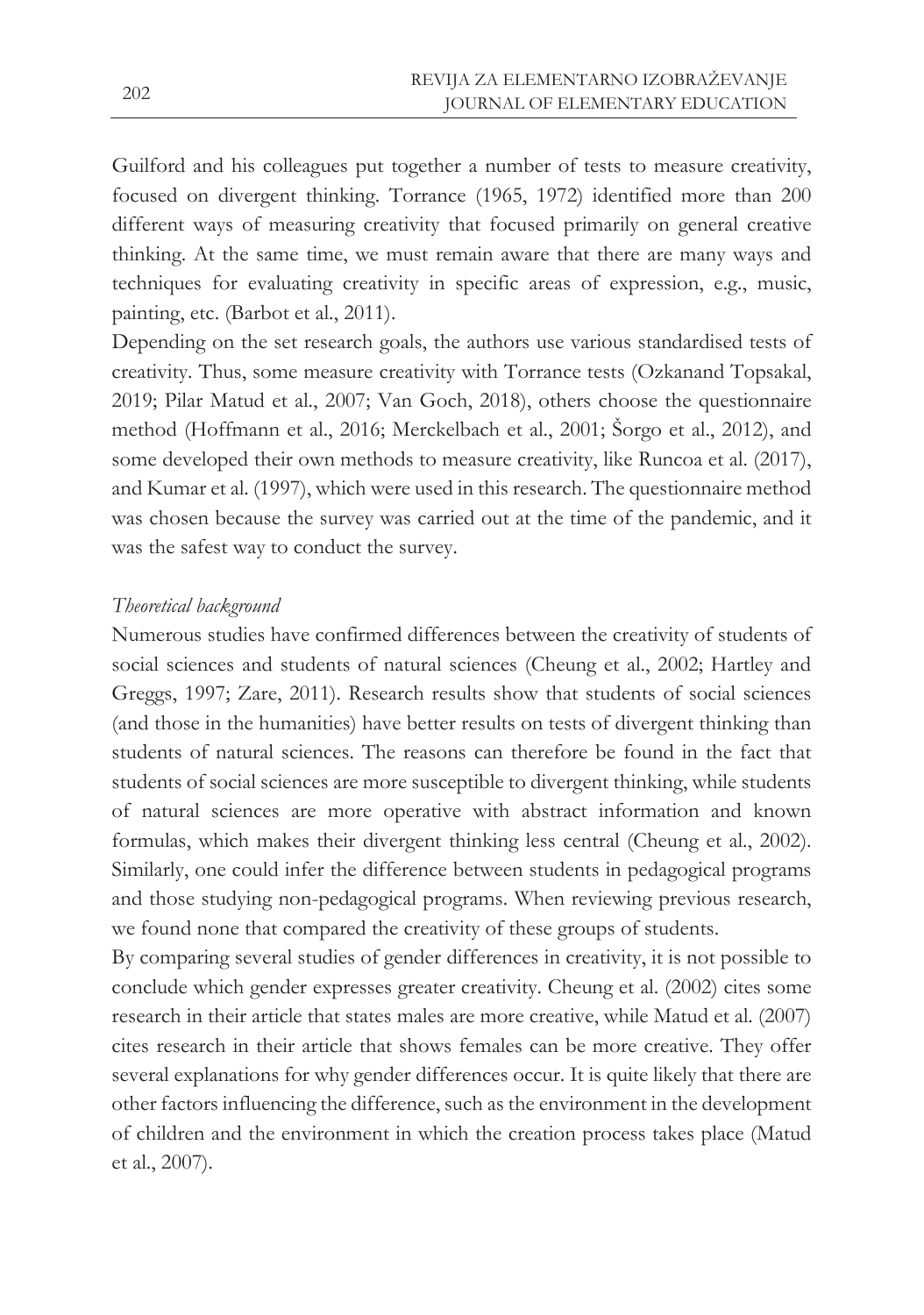Guilford and his colleagues put together a number of tests to measure creativity, focused on divergent thinking. Torrance (1965, 1972) identified more than 200 different ways of measuring creativity that focused primarily on general creative thinking. At the same time, we must remain aware that there are many ways and techniques for evaluating creativity in specific areas of expression, e.g., music, painting, etc. (Barbot et al., 2011).

Depending on the set research goals, the authors use various standardised tests of creativity. Thus, some measure creativity with Torrance tests (Ozkanand Topsakal, 2019; Pilar Matud et al., 2007; Van Goch, 2018), others choose the questionnaire method (Hoffmann et al., 2016; Merckelbach et al., 2001; Šorgo et al., 2012), and some developed their own methods to measure creativity, like Runcoa et al. (2017), and Kumar et al. (1997), which were used in this research. The questionnaire method was chosen because the survey was carried out at the time of the pandemic, and it was the safest way to conduct the survey.

*Theoretical background*

Numerous studies have confirmed differences between the creativity of students of social sciences and students of natural sciences (Cheung et al., 2002; Hartley and Greggs, 1997; Zare, 2011). Research results show that students of social sciences (and those in the humanities) have better results on tests of divergent thinking than students of natural sciences. The reasons can therefore be found in the fact that students of social sciences are more susceptible to divergent thinking, while students of natural sciences are more operative with abstract information and known formulas, which makes their divergent thinking less central (Cheung et al., 2002). Similarly, one could infer the difference between students in pedagogical programs and those studying non-pedagogical programs. When reviewing previous research, we found none that compared the creativity of these groups of students.

By comparing several studies of gender differences in creativity, it is not possible to conclude which gender expresses greater creativity. Cheung et al. (2002) cites some research in their article that states males are more creative, while Matud et al. (2007) cites research in their article that shows females can be more creative. They offer several explanations for why gender differences occur. It is quite likely that there are other factors influencing the difference, such as the environment in the development of children and the environment in which the creation process takes place (Matud et al., 2007).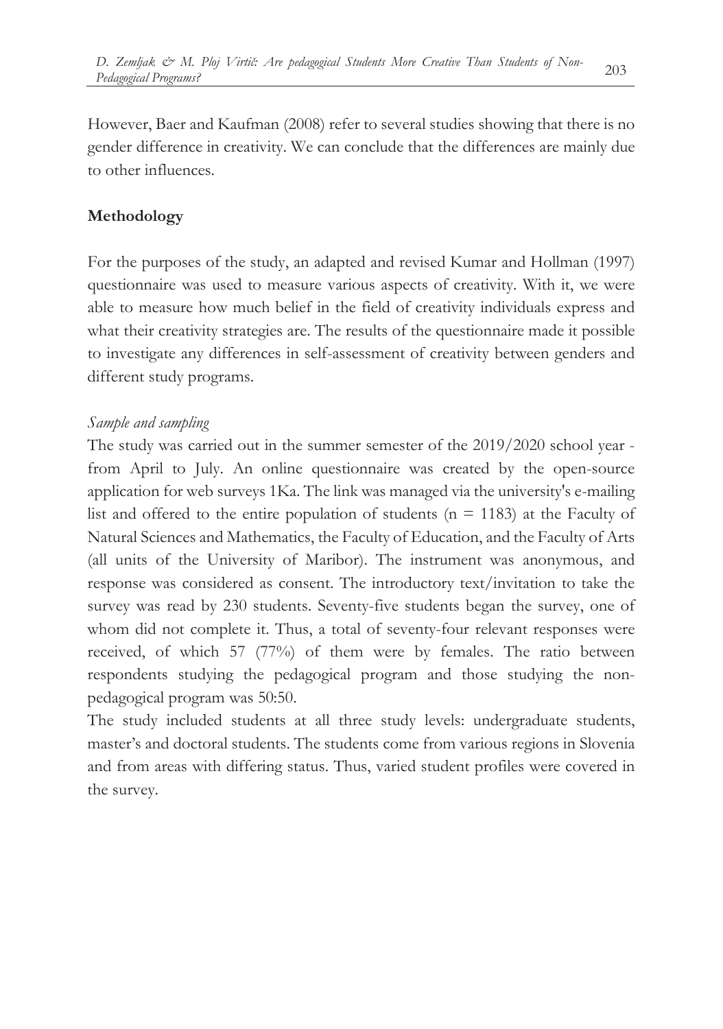However, Baer and Kaufman (2008) refer to several studies showing that there is no gender difference in creativity. We can conclude that the differences are mainly due to other influences.

## Methodology

For the purposes of the study, an adapted and revised Kumar and Hollman (1997) questionnaire was used to measure various aspects of creativity. With it, we were able to measure how much belief in the field of creativity individuals express and what their creativity strategies are. The results of the questionnaire made it possible to investigate any differences in self-assessment of creativity between genders and different study programs.

### *Sample and sampling*

The study was carried out in the summer semester of the 2019/2020 school year - from April to July. An online questionnaire was created by the open-source application for web surveys 1Ka. The link was managed via the university's e-mailing list and offered to the entire population of students ($n = 1183$) at the Faculty of Natural Sciences and Mathematics, the Faculty of Education, and the Faculty of Arts (all units of the University of Maribor). The instrument was anonymous, and response was considered as consent. The introductory text/invitation to take the survey was read by 230 students. Seventy-five students began the survey, one of whom did not complete it. Thus, a total of seventy-four relevant responses were received, of which 57 (77%) of them were by females. The ratio between respondents studying the pedagogical program and those studying the non-pedagogical program was 50:50.

The study included students at all three study levels: undergraduate students, master's and doctoral students. The students come from various regions in Slovenia and from areas with differing status. Thus, varied student profiles were covered in the survey.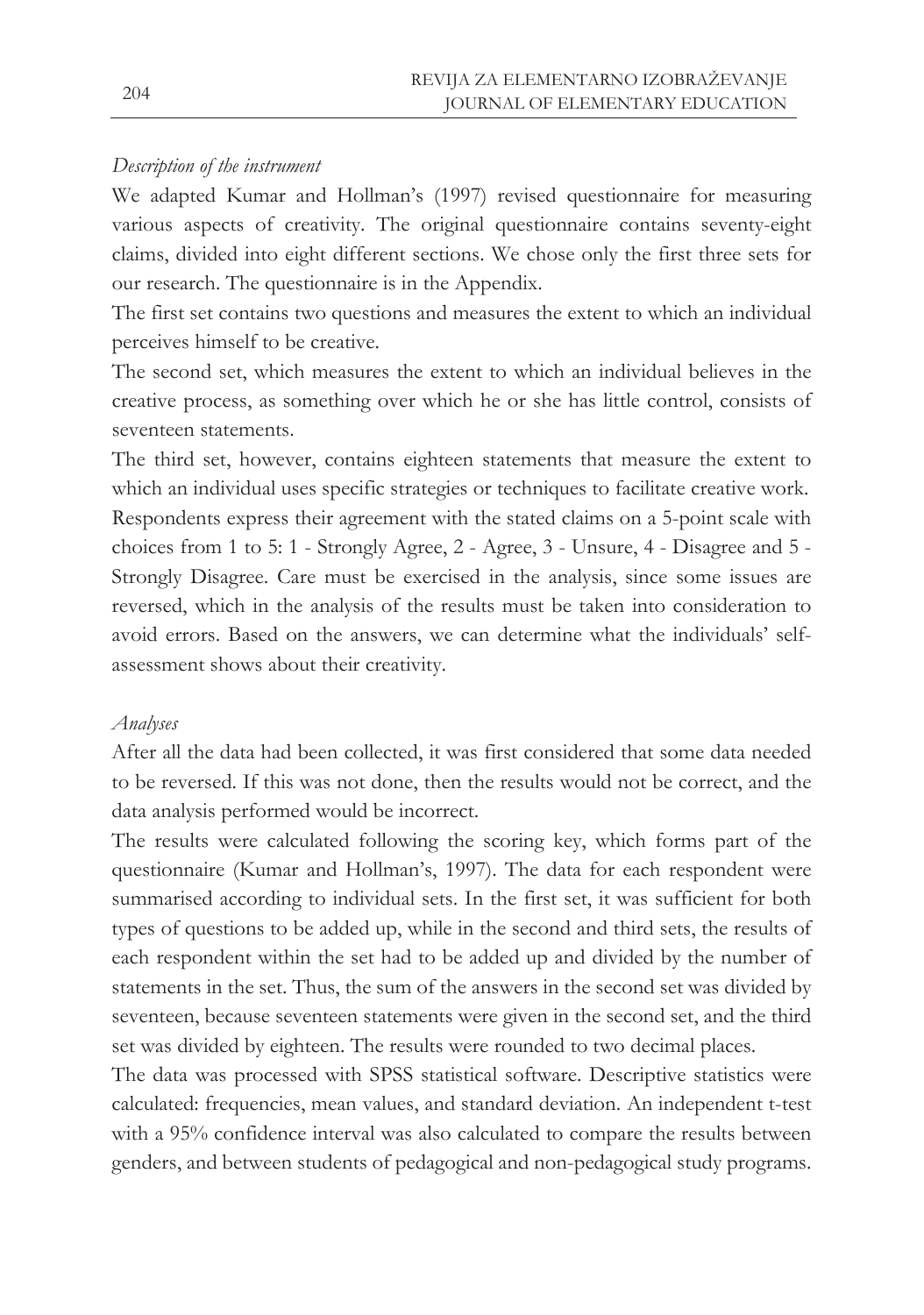*Description of the instrument*

We adapted Kumar and Hollman's (1997) revised questionnaire for measuring various aspects of creativity. The original questionnaire contains seventy-eight claims, divided into eight different sections. We chose only the first three sets for our research. The questionnaire is in the Appendix.

The first set contains two questions and measures the extent to which an individual perceives himself to be creative.

The second set, which measures the extent to which an individual believes in the creative process, as something over which he or she has little control, consists of seventeen statements.

The third set, however, contains eighteen statements that measure the extent to which an individual uses specific strategies or techniques to facilitate creative work. Respondents express their agreement with the stated claims on a 5-point scale with choices from 1 to 5: 1 - Strongly Agree, 2 - Agree, 3 - Unsure, 4 - Disagree and 5 - Strongly Disagree. Care must be exercised in the analysis, since some issues are reversed, which in the analysis of the results must be taken into consideration to avoid errors. Based on the answers, we can determine what the individuals' self-assessment shows about their creativity.

*Analyses*

After all the data had been collected, it was first considered that some data needed to be reversed. If this was not done, then the results would not be correct, and the data analysis performed would be incorrect.

The results were calculated following the scoring key, which forms part of the questionnaire (Kumar and Hollman's, 1997). The data for each respondent were summarised according to individual sets. In the first set, it was sufficient for both types of questions to be added up, while in the second and third sets, the results of each respondent within the set had to be added up and divided by the number of statements in the set. Thus, the sum of the answers in the second set was divided by seventeen, because seventeen statements were given in the second set, and the third set was divided by eighteen. The results were rounded to two decimal places.

The data was processed with SPSS statistical software. Descriptive statistics were calculated: frequencies, mean values, and standard deviation. An independent t-test with a 95% confidence interval was also calculated to compare the results between genders, and between students of pedagogical and non-pedagogical study programs.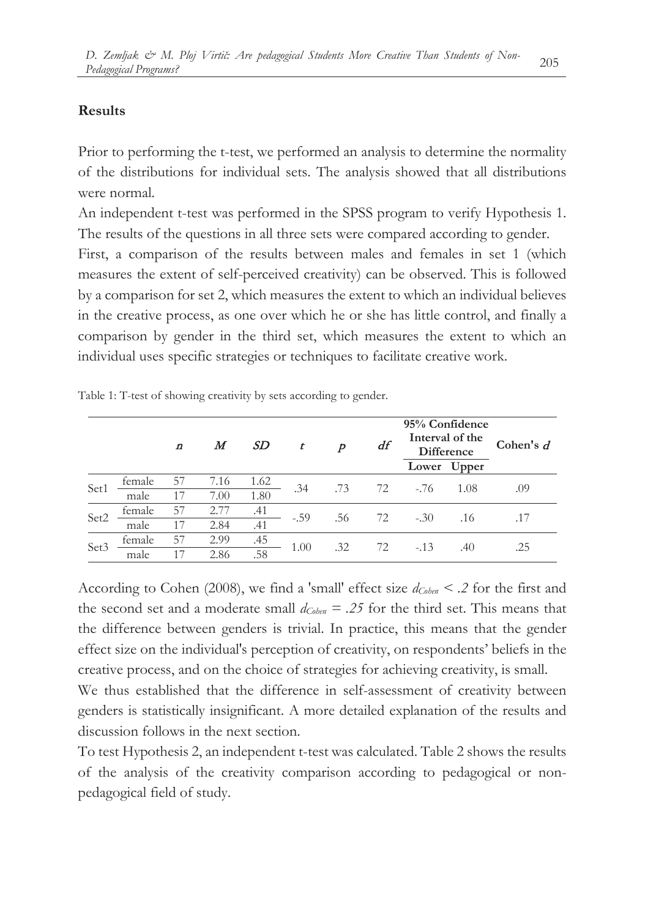## Results

Prior to performing the t-test, we performed an analysis to determine the normality of the distributions for individual sets. The analysis showed that all distributions were normal.

An independent t-test was performed in the SPSS program to verify Hypothesis 1. The results of the questions in all three sets were compared according to gender.

First, a comparison of the results between males and females in set 1 (which measures the extent of self-perceived creativity) can be observed. This is followed by a comparison for set 2, which measures the extent to which an individual believes in the creative process, as one over which he or she has little control, and finally a comparison by gender in the third set, which measures the extent to which an individual uses specific strategies or techniques to facilitate creative work.

Table 1: T-test of showing creativity by sets according to gender.

| | | *n* | *M* | *SD* | *t* | *p* | *df* | 95% Confidence Interval of the Difference | | Cohen's *d* |
|---|---|---|---|---|---|---|---|---|---|---|
| | | | | | | | | Lower | Upper | |
| Set1 | female | 57 | 7.16 | 1.62 | .34 | .73 | 72 | -.76 | 1.08 | .09 |
| | male | 17 | 7.00 | 1.80 | | | | | | |
| Set2 | female | 57 | 2.77 | .41 | -.59 | .56 | 72 | -.30 | .16 | .17 |
| | male | 17 | 2.84 | .41 | | | | | | |
| Set3 | female | 57 | 2.99 | .45 | 1.00 | .32 | 72 | -.13 | .40 | .25 |
| | male | 17 | 2.86 | .58 | | | | | | |

According to Cohen (2008), we find a 'small' effect size $d_{Cohen} < .2$ for the first and the second set and a moderate small $d_{Cohen} = .25$ for the third set. This means that the difference between genders is trivial. In practice, this means that the gender effect size on the individual's perception of creativity, on respondents' beliefs in the creative process, and on the choice of strategies for achieving creativity, is small.

We thus established that the difference in self-assessment of creativity between genders is statistically insignificant. A more detailed explanation of the results and discussion follows in the next section.

To test Hypothesis 2, an independent t-test was calculated. Table 2 shows the results of the analysis of the creativity comparison according to pedagogical or non-pedagogical field of study.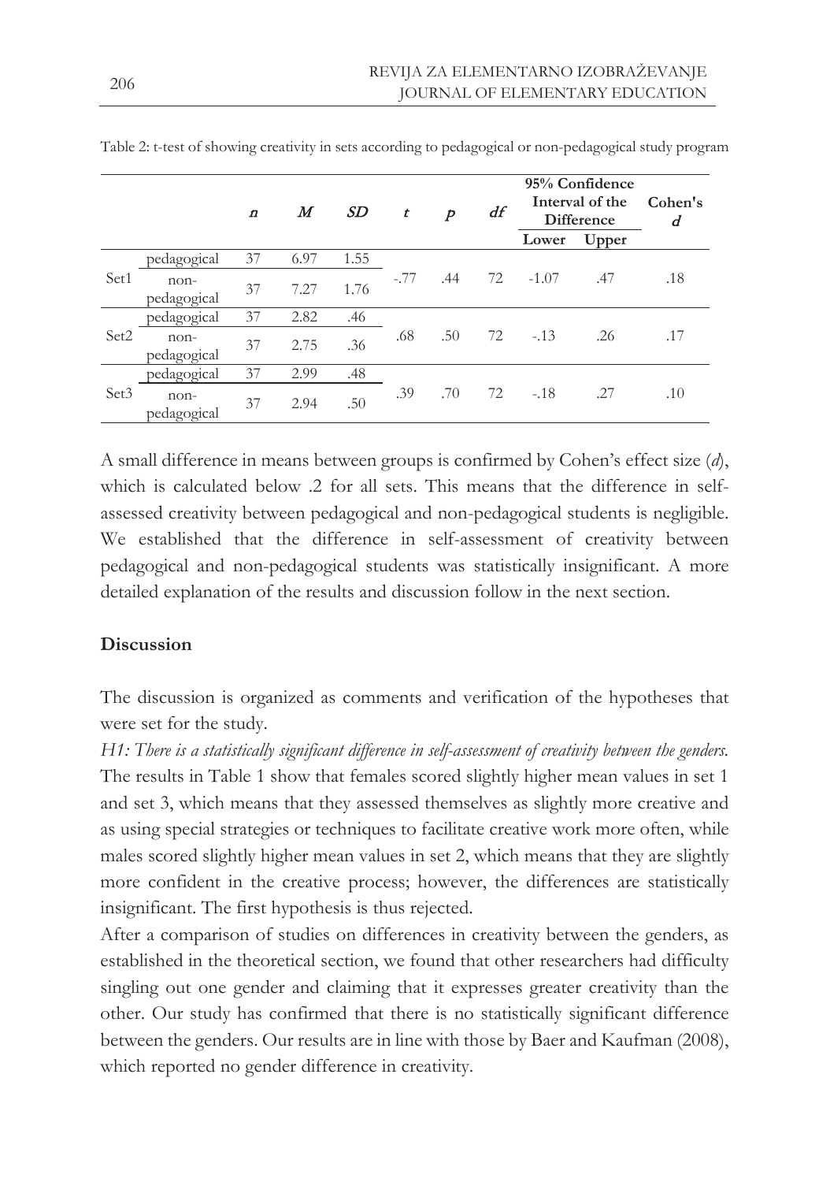Table 2: t-test of showing creativity in sets according to pedagogical or non-pedagogical study program

| | | *n* | *M* | *SD* | *t* | *p* | *df* | 95% Confidence Interval of the Difference | | Cohen's *d* |
|---|---|---|---|---|---|---|---|---|---|---|
| | | | | | | | | Lower | Upper | |
| Set1 | pedagogical | 37 | 6.97 | 1.55 | -.77 | .44 | 72 | -1.07 | .47 | .18 |
| | non-pedagogical | 37 | 7.27 | 1.76 | | | | | | |
| Set2 | pedagogical | 37 | 2.82 | .46 | .68 | .50 | 72 | -.13 | .26 | .17 |
| | non-pedagogical | 37 | 2.75 | .36 | | | | | | |
| Set3 | pedagogical | 37 | 2.99 | .48 | .39 | .70 | 72 | -.18 | .27 | .10 |
| | non-pedagogical | 37 | 2.94 | .50 | | | | | | |

A small difference in means between groups is confirmed by Cohen's effect size (*d*), which is calculated below .2 for all sets. This means that the difference in self-assessed creativity between pedagogical and non-pedagogical students is negligible. We established that the difference in self-assessment of creativity between pedagogical and non-pedagogical students was statistically insignificant. A more detailed explanation of the results and discussion follow in the next section.

## Discussion

The discussion is organized as comments and verification of the hypotheses that were set for the study.

*H1: There is a statistically significant difference in self-assessment of creativity between the genders.* The results in Table 1 show that females scored slightly higher mean values in set 1 and set 3, which means that they assessed themselves as slightly more creative and as using special strategies or techniques to facilitate creative work more often, while males scored slightly higher mean values in set 2, which means that they are slightly more confident in the creative process; however, the differences are statistically insignificant. The first hypothesis is thus rejected.

After a comparison of studies on differences in creativity between the genders, as established in the theoretical section, we found that other researchers had difficulty singling out one gender and claiming that it expresses greater creativity than the other. Our study has confirmed that there is no statistically significant difference between the genders. Our results are in line with those by Baer and Kaufman (2008), which reported no gender difference in creativity.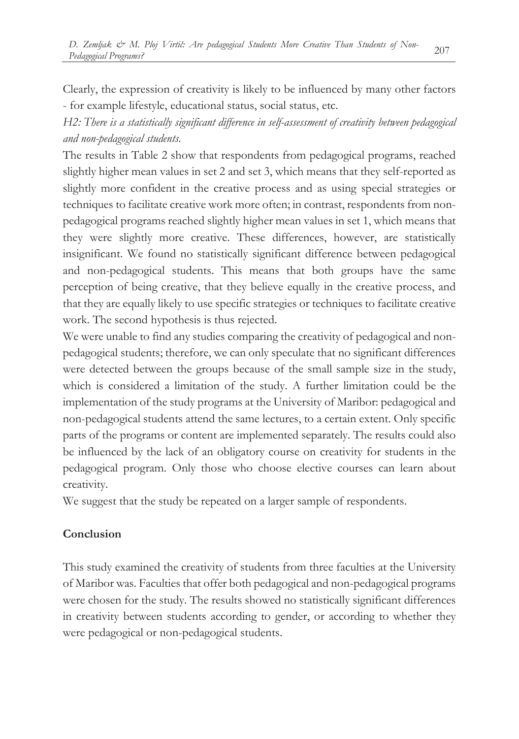Clearly, the expression of creativity is likely to be influenced by many other factors - for example lifestyle, educational status, social status, etc.

*H2: There is a statistically significant difference in self-assessment of creativity between pedagogical and non-pedagogical students.*

The results in Table 2 show that respondents from pedagogical programs, reached slightly higher mean values in set 2 and set 3, which means that they self-reported as slightly more confident in the creative process and as using special strategies or techniques to facilitate creative work more often; in contrast, respondents from non-pedagogical programs reached slightly higher mean values in set 1, which means that they were slightly more creative. These differences, however, are statistically insignificant. We found no statistically significant difference between pedagogical and non-pedagogical students. This means that both groups have the same perception of being creative, that they believe equally in the creative process, and that they are equally likely to use specific strategies or techniques to facilitate creative work. The second hypothesis is thus rejected.

We were unable to find any studies comparing the creativity of pedagogical and non-pedagogical students; therefore, we can only speculate that no significant differences were detected between the groups because of the small sample size in the study, which is considered a limitation of the study. A further limitation could be the implementation of the study programs at the University of Maribor: pedagogical and non-pedagogical students attend the same lectures, to a certain extent. Only specific parts of the programs or content are implemented separately. The results could also be influenced by the lack of an obligatory course on creativity for students in the pedagogical program. Only those who choose elective courses can learn about creativity.

We suggest that the study be repeated on a larger sample of respondents.

## Conclusion

This study examined the creativity of students from three faculties at the University of Maribor was. Faculties that offer both pedagogical and non-pedagogical programs were chosen for the study. The results showed no statistically significant differences in creativity between students according to gender, or according to whether they were pedagogical or non-pedagogical students.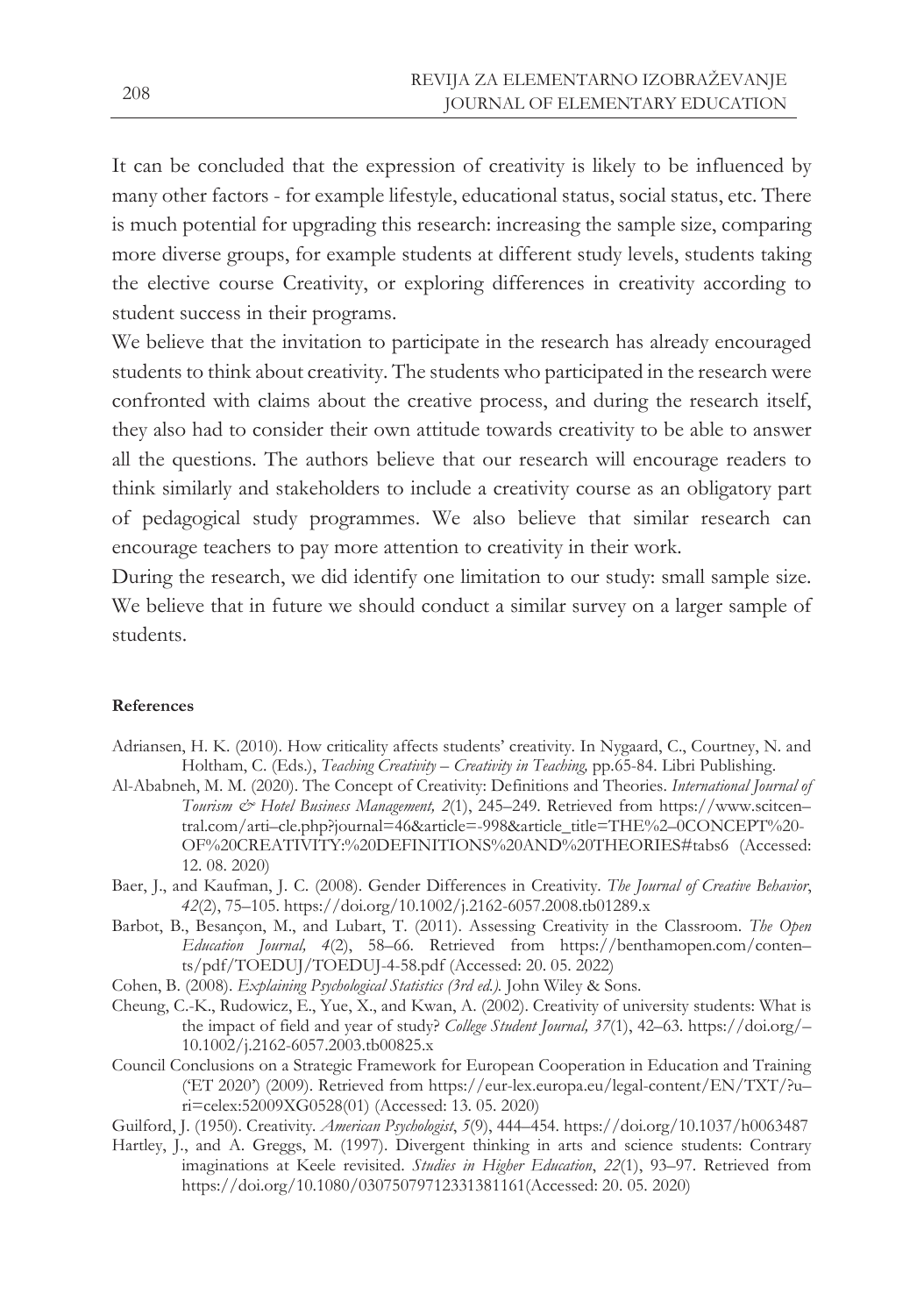It can be concluded that the expression of creativity is likely to be influenced by many other factors - for example lifestyle, educational status, social status, etc. There is much potential for upgrading this research: increasing the sample size, comparing more diverse groups, for example students at different study levels, students taking the elective course Creativity, or exploring differences in creativity according to student success in their programs.

We believe that the invitation to participate in the research has already encouraged students to think about creativity. The students who participated in the research were confronted with claims about the creative process, and during the research itself, they also had to consider their own attitude towards creativity to be able to answer all the questions. The authors believe that our research will encourage readers to think similarly and stakeholders to include a creativity course as an obligatory part of pedagogical study programmes. We also believe that similar research can encourage teachers to pay more attention to creativity in their work.

During the research, we did identify one limitation to our study: small sample size. We believe that in future we should conduct a similar survey on a larger sample of students.

**References**

Adriansen, H. K. (2010). How criticality affects students' creativity. In Nygaard, C., Courtney, N. and Holtham, C. (Eds.), *Teaching Creativity – Creativity in Teaching,* pp.65-84. Libri Publishing.

Al-Ababneh, M. M. (2020). The Concept of Creativity: Definitions and Theories. *International Journal of Tourism & Hotel Business Management, 2*(1), 245–249. Retrieved from https://www.scitcen–tral.com/arti–cle.php?journal=46&article=-998&article_title=THE%2–0CONCEPT%20-OF%20CREATIVITY:%20DEFINITIONS%20AND%20THEORIES#tabs6 (Accessed: 12. 08. 2020)

Baer, J., and Kaufman, J. C. (2008). Gender Differences in Creativity. *The Journal of Creative Behavior*, *42*(2), 75–105. https://doi.org/10.1002/j.2162-6057.2008.tb01289.x

Barbot, B., Besançon, M., and Lubart, T. (2011). Assessing Creativity in the Classroom. *The Open Education Journal, 4*(2), 58–66. Retrieved from https://benthamopen.com/conten–ts/pdf/TOEDUJ/TOEDUJ-4-58.pdf (Accessed: 20. 05. 2022)

Cohen, B. (2008). *Explaining Psychological Statistics (3rd ed.).* John Wiley & Sons.

Cheung, C.-K., Rudowicz, E., Yue, X., and Kwan, A. (2002). Creativity of university students: What is the impact of field and year of study? *College Student Journal, 37*(1), 42–63. https://doi.org/–10.1002/j.2162-6057.2003.tb00825.x

Council Conclusions on a Strategic Framework for European Cooperation in Education and Training ('ET 2020') (2009). Retrieved from https://eur-lex.europa.eu/legal-content/EN/TXT/?u–ri=celex:52009XG0528(01) (Accessed: 13. 05. 2020)

Guilford, J. (1950). Creativity. *American Psychologist*, *5*(9), 444–454. https://doi.org/10.1037/h0063487

Hartley, J., and A. Greggs, M. (1997). Divergent thinking in arts and science students: Contrary imaginations at Keele revisited. *Studies in Higher Education*, *22*(1), 93–97. Retrieved from https://doi.org/10.1080/03075079712331381161(Accessed: 20. 05. 2020)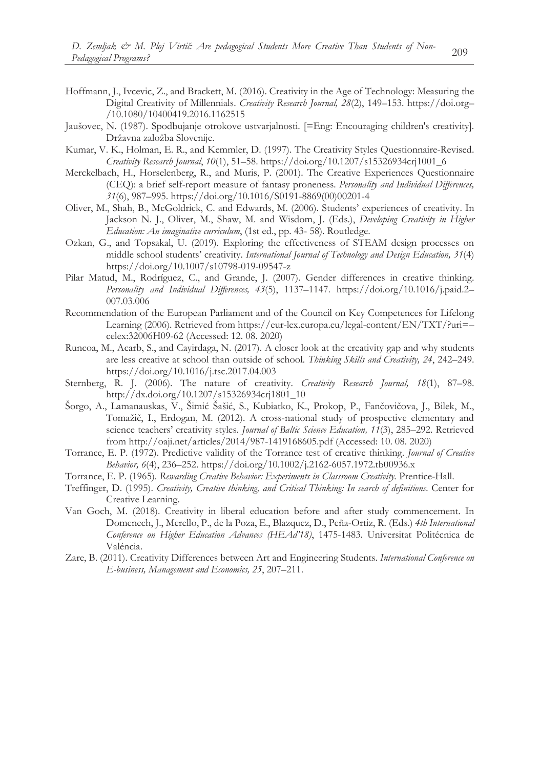Hoffmann, J., Ivcevic, Z., and Brackett, M. (2016). Creativity in the Age of Technology: Measuring the Digital Creativity of Millennials. *Creativity Research Journal, 28*(2), 149–153. https://doi.org–/10.1080/10400419.2016.1162515

Jaušovec, N. (1987). Spodbujanje otrokove ustvarjalnosti. [=Eng: Encouraging children's creativity]. Državna založba Slovenije.

Kumar, V. K., Holman, E. R., and Kemmler, D. (1997). The Creativity Styles Questionnaire-Revised. *Creativity Research Journal*, *10*(1), 51–58. https://doi.org/10.1207/s15326934crj1001_6

Merckelbach, H., Horselenberg, R., and Muris, P. (2001). The Creative Experiences Questionnaire (CEQ): a brief self-report measure of fantasy proneness. *Personality and Individual Differences, 31*(6), 987–995. https://doi.org/10.1016/S0191-8869(00)00201-4

Oliver, M., Shah, B., McGoldrick, C. and Edwards, M. (2006). Students' experiences of creativity. In Jackson N. J., Oliver, M., Shaw, M. and Wisdom, J. (Eds.), *Developing Creativity in Higher Education: An imaginative curriculum*, (1st ed., pp. 43- 58). Routledge.

Ozkan, G., and Topsakal, U. (2019). Exploring the effectiveness of STEAM design processes on middle school students' creativity. *International Journal of Technology and Design Education, 31*(4) https://doi.org/10.1007/s10798-019-09547-z

Pilar Matud, M., Rodríguez, C., and Grande, J. (2007). Gender differences in creative thinking. *Personality and Individual Differences, 43*(5), 1137–1147. https://doi.org/10.1016/j.paid.2–007.03.006

Recommendation of the European Parliament and of the Council on Key Competences for Lifelong Learning (2006). Retrieved from https://eur-lex.europa.eu/legal-content/EN/TXT/?uri=–celex:32006H09-62 (Accessed: 12. 08. 2020)

Runcoa, M., Acarb, S., and Cayirdaga, N. (2017). A closer look at the creativity gap and why students are less creative at school than outside of school. *Thinking Skills and Creativity, 24*, 242–249. https://doi.org/10.1016/j.tsc.2017.04.003

Sternberg, R. J. (2006). The nature of creativity. *Creativity Research Journal, 18*(1), 87–98. http://dx.doi.org/10.1207/s15326934crj1801_10

Šorgo, A., Lamanauskas, V., Šimić Šašić, S., Kubiatko, K., Prokop, P., Fančovičova, J., Bilek, M., Tomažič, I., Erdogan, M. (2012). A cross-national study of prospective elementary and science teachers' creativity styles. *Journal of Baltic Science Education, 11*(3), 285–292. Retrieved from http://oaji.net/articles/2014/987-1419168605.pdf (Accessed: 10. 08. 2020)

Torrance, E. P. (1972). Predictive validity of the Torrance test of creative thinking. *Journal of Creative Behavior, 6*(4), 236–252. https://doi.org/10.1002/j.2162-6057.1972.tb00936.x

Torrance, E. P. (1965). *Rewarding Creative Behavior: Experiments in Classroom Creativity.* Prentice-Hall.

Treffinger, D. (1995). *Creativity, Creative thinking, and Critical Thinking: In search of definitions.* Center for Creative Learning.

Van Goch, M. (2018). Creativity in liberal education before and after study commencement. In Domenech, J., Merello, P., de la Poza, E., Blazquez, D., Peña-Ortiz, R. (Eds.) *4th International Conference on Higher Education Advances (HEAd'18)*, 1475-1483. Universitat Politécnica de Valéncia.

Zare, B. (2011). Creativity Differences between Art and Engineering Students. *International Conference on E-business, Management and Economics, 25*, 207–211.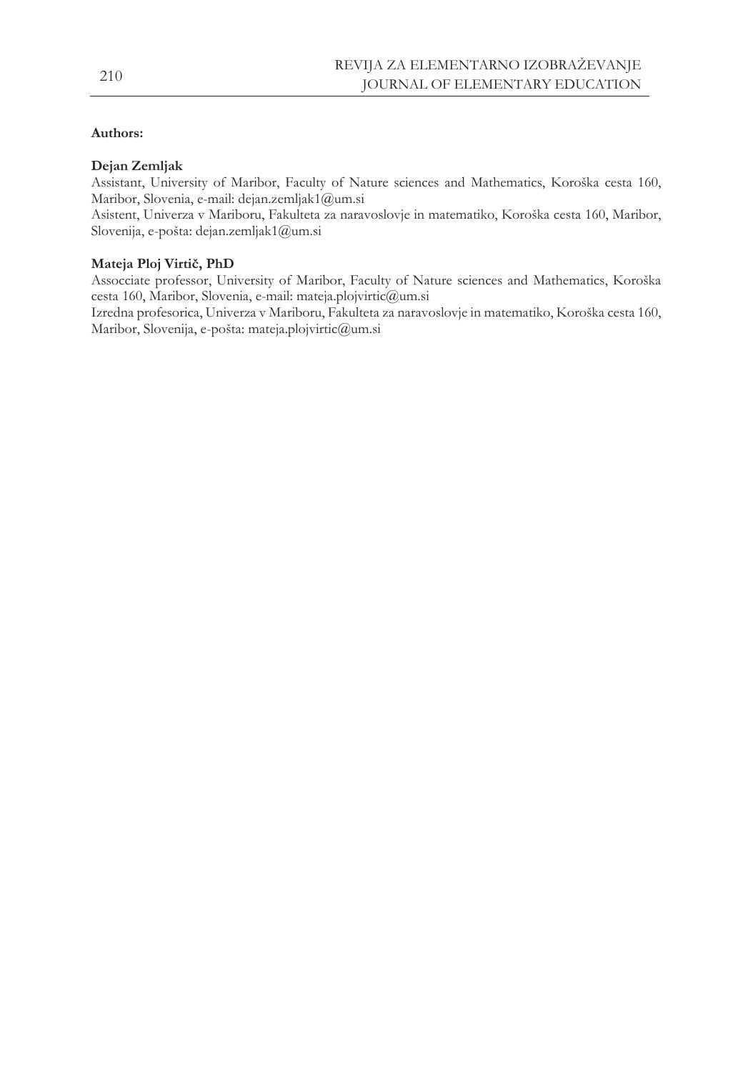**Authors:**

**Dejan Zemljak**

Assistant, University of Maribor, Faculty of Nature sciences and Mathematics, Koroška cesta 160, Maribor, Slovenia, e-mail: dejan.zemljak1@um.si

Asistent, Univerza v Mariboru, Fakulteta za naravoslovje in matematiko, Koroška cesta 160, Maribor, Slovenija, e-pošta: dejan.zemljak1@um.si

**Mateja Ploj Virtič, PhD**

Assocciate professor, University of Maribor, Faculty of Nature sciences and Mathematics, Koroška cesta 160, Maribor, Slovenia, e-mail: mateja.plojvirtic@um.si

Izredna profesorica, Univerza v Mariboru, Fakulteta za naravoslovje in matematiko, Koroška cesta 160, Maribor, Slovenija, e-pošta: mateja.plojvirtic@um.si